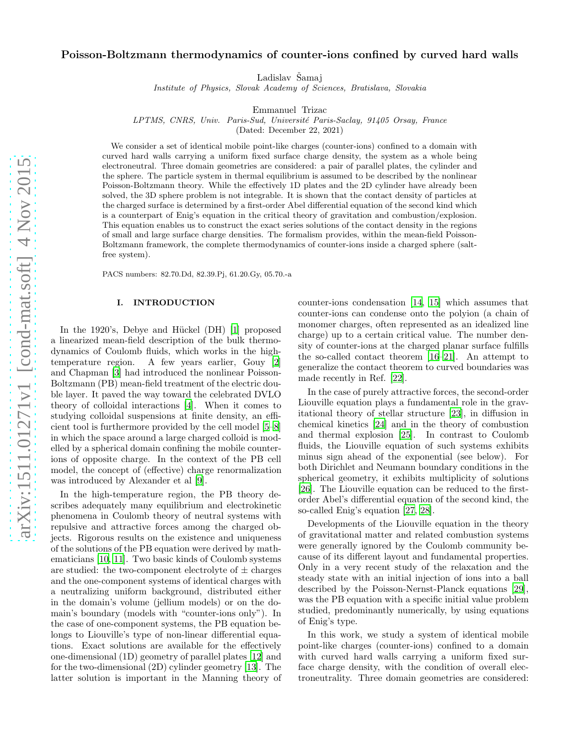# Poisson-Boltzmann thermodynamics of counter-ions confined by curved hard walls

Ladislav Šamaj

*Institute of Physics, Slovak Academy of Sciences, Bratislava, Slovakia*

Emmanuel Trizac

*LPTMS, CNRS, Univ. Paris-Sud, Université Paris-Saclay, 91405 Orsay, France*

(Dated: December 22, 2021)

We consider a set of identical mobile point-like charges (counter-ions) confined to a domain with curved hard walls carrying a uniform fixed surface charge density, the system as a whole being electroneutral. Three domain geometries are considered: a pair of parallel plates, the cylinder and the sphere. The particle system in thermal equilibrium is assumed to be described by the nonlinear Poisson-Boltzmann theory. While the effectively 1D plates and the 2D cylinder have already been solved, the 3D sphere problem is not integrable. It is shown that the contact density of particles at the charged surface is determined by a first-order Abel differential equation of the second kind which is a counterpart of Enig's equation in the critical theory of gravitation and combustion/explosion. This equation enables us to construct the exact series solutions of the contact density in the regions of small and large surface charge densities. The formalism provides, within the mean-field Poisson-Boltzmann framework, the complete thermodynamics of counter-ions inside a charged sphere (salt-free system).

PACS numbers: 82.70.Dd, 82.39.Pj, 61.20.Gy, 05.70.-a

## I. INTRODUCTION

In the 1920's, Debye and Hückel (DH) [1] proposed a linearized mean-field description of the bulk thermodynamics of Coulomb fluids, which works in the high-temperature region. A few years earlier, Gouy [2] and Chapman [3] had introduced the nonlinear Poisson-Boltzmann (PB) mean-field treatment of the electric double layer. It paved the way toward the celebrated DVLO theory of colloidal interactions [4]. When it comes to studying colloidal suspensions at finite density, an efficient tool is furthermore provided by the cell model [5–8] in which the space around a large charged colloid is modelled by a spherical domain confining the mobile counter-ions of opposite charge. In the context of the PB cell model, the concept of (effective) charge renormalization was introduced by Alexander et al [9].

In the high-temperature region, the PB theory describes adequately many equilibrium and electrokinetic phenomena in Coulomb theory of neutral systems with repulsive and attractive forces among the charged objects. Rigorous results on the existence and uniqueness of the solutions of the PB equation were derived by mathematicians [10, 11]. Two basic kinds of Coulomb systems are studied: the two-component electrolyte of ± charges and the one-component systems of identical charges with a neutralizing uniform background, distributed either in the domain's volume (jellium models) or on the domain's boundary (models with "counter-ions only"). In the case of one-component systems, the PB equation belongs to Liouville's type of non-linear differential equations. Exact solutions are available for the effectively one-dimensional (1D) geometry of parallel plates [12] and for the two-dimensional (2D) cylinder geometry [13]. The latter solution is important in the Manning theory of counter-ions condensation [14, 15] which assumes that counter-ions can condense onto the polyion (a chain of monomer charges, often represented as an idealized line charge) up to a certain critical value. The number density of counter-ions at the charged planar surface fulfills the so-called contact theorem [16–21]. An attempt to generalize the contact theorem to curved boundaries was made recently in Ref. [22].

In the case of purely attractive forces, the second-order Liouville equation plays a fundamental role in the gravitational theory of stellar structure [23], in diffusion in chemical kinetics [24] and in the theory of combustion and thermal explosion [25]. In contrast to Coulomb fluids, the Liouville equation of such systems exhibits minus sign ahead of the exponential (see below). For both Dirichlet and Neumann boundary conditions in the spherical geometry, it exhibits multiplicity of solutions [26]. The Liouville equation can be reduced to the first-order Abel's differential equation of the second kind, the so-called Enig's equation [27, 28].

Developments of the Liouville equation in the theory of gravitational matter and related combustion systems were generally ignored by the Coulomb community because of its different layout and fundamental properties. Only in a very recent study of the relaxation and the steady state with an initial injection of ions into a ball described by the Poisson-Nernst-Planck equations [29], was the PB equation with a specific initial value problem studied, predominantly numerically, by using equations of Enig's type.

In this work, we study a system of identical mobile point-like charges (counter-ions) confined to a domain with curved hard walls carrying a uniform fixed surface charge density, with the condition of overall electroneutrality. Three domain geometries are considered: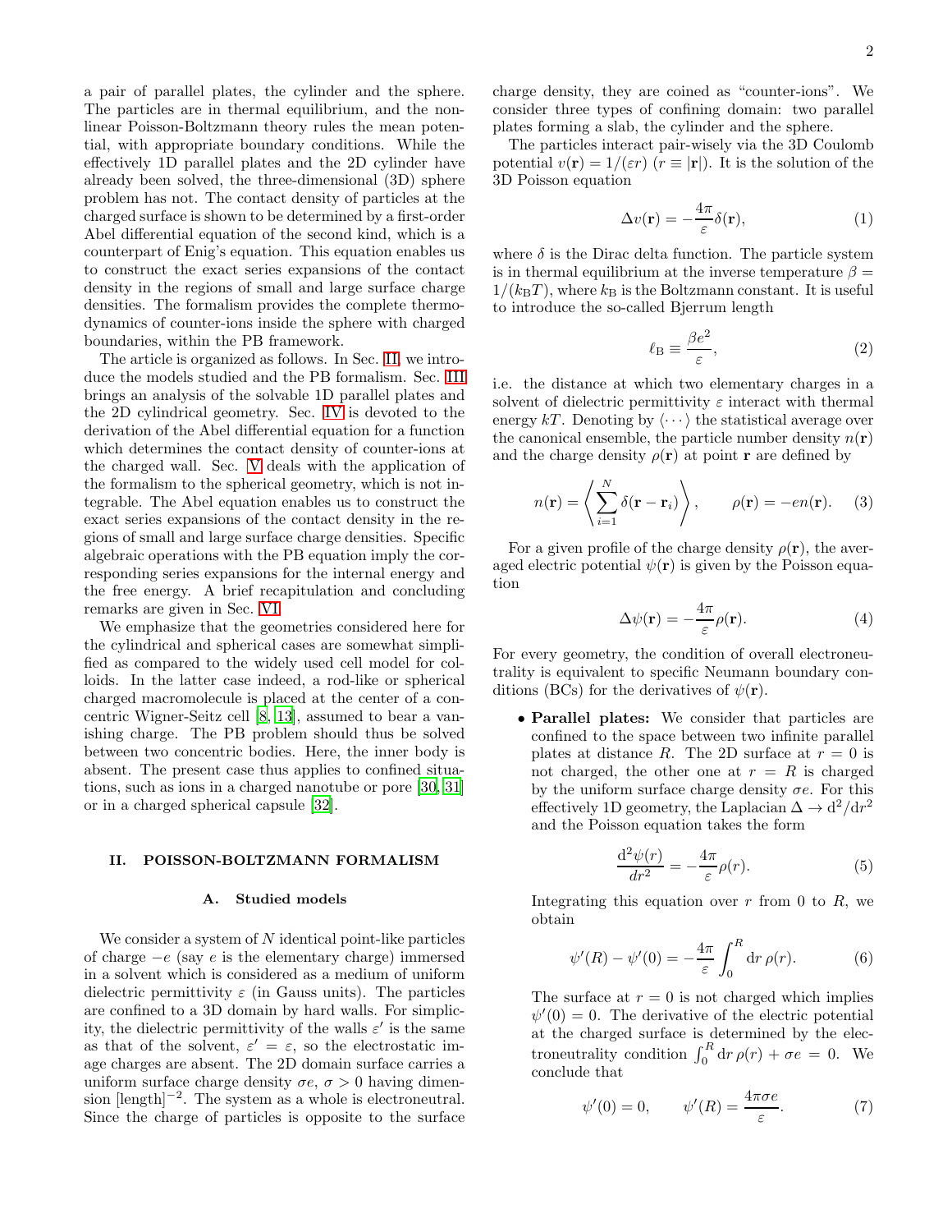a pair of parallel plates, the cylinder and the sphere. The particles are in thermal equilibrium, and the nonlinear Poisson-Boltzmann theory rules the mean potential, with appropriate boundary conditions. While the effectively 1D parallel plates and the 2D cylinder have already been solved, the three-dimensional (3D) sphere problem has not. The contact density of particles at the charged surface is shown to be determined by a first-order Abel differential equation of the second kind, which is a counterpart of Enig's equation. This equation enables us to construct the exact series expansions of the contact density in the regions of small and large surface charge densities. The formalism provides the complete thermodynamics of counter-ions inside the sphere with charged boundaries, within the PB framework.

The article is organized as follows. In Sec. II, we introduce the models studied and the PB formalism. Sec. III brings an analysis of the solvable 1D parallel plates and the 2D cylindrical geometry. Sec. IV is devoted to the derivation of the Abel differential equation for a function which determines the contact density of counter-ions at the charged wall. Sec. V deals with the application of the formalism to the spherical geometry, which is not integrable. The Abel equation enables us to construct the exact series expansions of the contact density in the regions of small and large surface charge densities. Specific algebraic operations with the PB equation imply the corresponding series expansions for the internal energy and the free energy. A brief recapitulation and concluding remarks are given in Sec. VI.

We emphasize that the geometries considered here for the cylindrical and spherical cases are somewhat simplified as compared to the widely used cell model for colloids. In the latter case indeed, a rod-like or spherical charged macromolecule is placed at the center of a concentric Wigner-Seitz cell [8, 13], assumed to bear a vanishing charge. The PB problem should thus be solved between two concentric bodies. Here, the inner body is absent. The present case thus applies to confined situations, such as ions in a charged nanotube or pore [30, 31] or in a charged spherical capsule [32].

## II. POISSON-BOLTZMANN FORMALISM

### A. Studied models

We consider a system of $N$ identical point-like particles of charge $-e$ (say $e$ is the elementary charge) immersed in a solvent which is considered as a medium of uniform dielectric permittivity $\varepsilon$ (in Gauss units). The particles are confined to a 3D domain by hard walls. For simplicity, the dielectric permittivity of the walls $\varepsilon'$ is the same as that of the solvent, $\varepsilon' = \varepsilon$, so the electrostatic image charges are absent. The 2D domain surface carries a uniform surface charge density $\sigma e$, $\sigma > 0$ having dimension $[\text{length}]^{-2}$. The system as a whole is electroneutral. Since the charge of particles is opposite to the surface charge density, they are coined as "counter-ions". We consider three types of confining domain: two parallel plates forming a slab, the cylinder and the sphere.

The particles interact pair-wisely via the 3D Coulomb potential $v(\mathbf{r}) = 1/(\varepsilon r)$ ($r \equiv |\mathbf{r}|$). It is the solution of the 3D Poisson equation

$$\Delta v(\mathbf{r}) = -\frac{4\pi}{\varepsilon}\delta(\mathbf{r}), \tag{1}$$

where $\delta$ is the Dirac delta function. The particle system is in thermal equilibrium at the inverse temperature $\beta = 1/(k_{\rm B}T)$, where $k_{\rm B}$ is the Boltzmann constant. It is useful to introduce the so-called Bjerrum length

$$\ell_{\rm B} \equiv \frac{\beta e^2}{\varepsilon}, \tag{2}$$

i.e. the distance at which two elementary charges in a solvent of dielectric permittivity $\varepsilon$ interact with thermal energy $kT$. Denoting by $\langle \cdots \rangle$ the statistical average over the canonical ensemble, the particle number density $n(\mathbf{r})$ and the charge density $\rho(\mathbf{r})$ at point $\mathbf{r}$ are defined by

$$n(\mathbf{r}) = \left\langle \sum_{i=1}^{N} \delta(\mathbf{r}-\mathbf{r}_i) \right\rangle, \qquad \rho(\mathbf{r}) = -e n(\mathbf{r}). \tag{3}$$

For a given profile of the charge density $\rho(\mathbf{r})$, the averaged electric potential $\psi(\mathbf{r})$ is given by the Poisson equation

$$\Delta \psi(\mathbf{r}) = -\frac{4\pi}{\varepsilon}\rho(\mathbf{r}). \tag{4}$$

For every geometry, the condition of overall electroneutrality is equivalent to specific Neumann boundary conditions (BCs) for the derivatives of $\psi(\mathbf{r})$.

- **Parallel plates:** We consider that particles are confined to the space between two infinite parallel plates at distance $R$. The 2D surface at $r = 0$ is not charged, the other one at $r = R$ is charged by the uniform surface charge density $\sigma e$. For this effectively 1D geometry, the Laplacian $\Delta \to {\rm d}^2/{\rm d}r^2$ and the Poisson equation takes the form

$$\frac{{\rm d}^2\psi(r)}{dr^2} = -\frac{4\pi}{\varepsilon}\rho(r). \tag{5}$$

Integrating this equation over $r$ from 0 to $R$, we obtain

$$\psi'(R) - \psi'(0) = -\frac{4\pi}{\varepsilon}\int_0^R {\rm d}r\, \rho(r). \tag{6}$$

The surface at $r = 0$ is not charged which implies $\psi'(0) = 0$. The derivative of the electric potential at the charged surface is determined by the electroneutrality condition $\int_0^R {\rm d}r\, \rho(r) + \sigma e = 0$. We conclude that

$$\psi'(0) = 0, \qquad \psi'(R) = \frac{4\pi\sigma e}{\varepsilon}. \tag{7}$$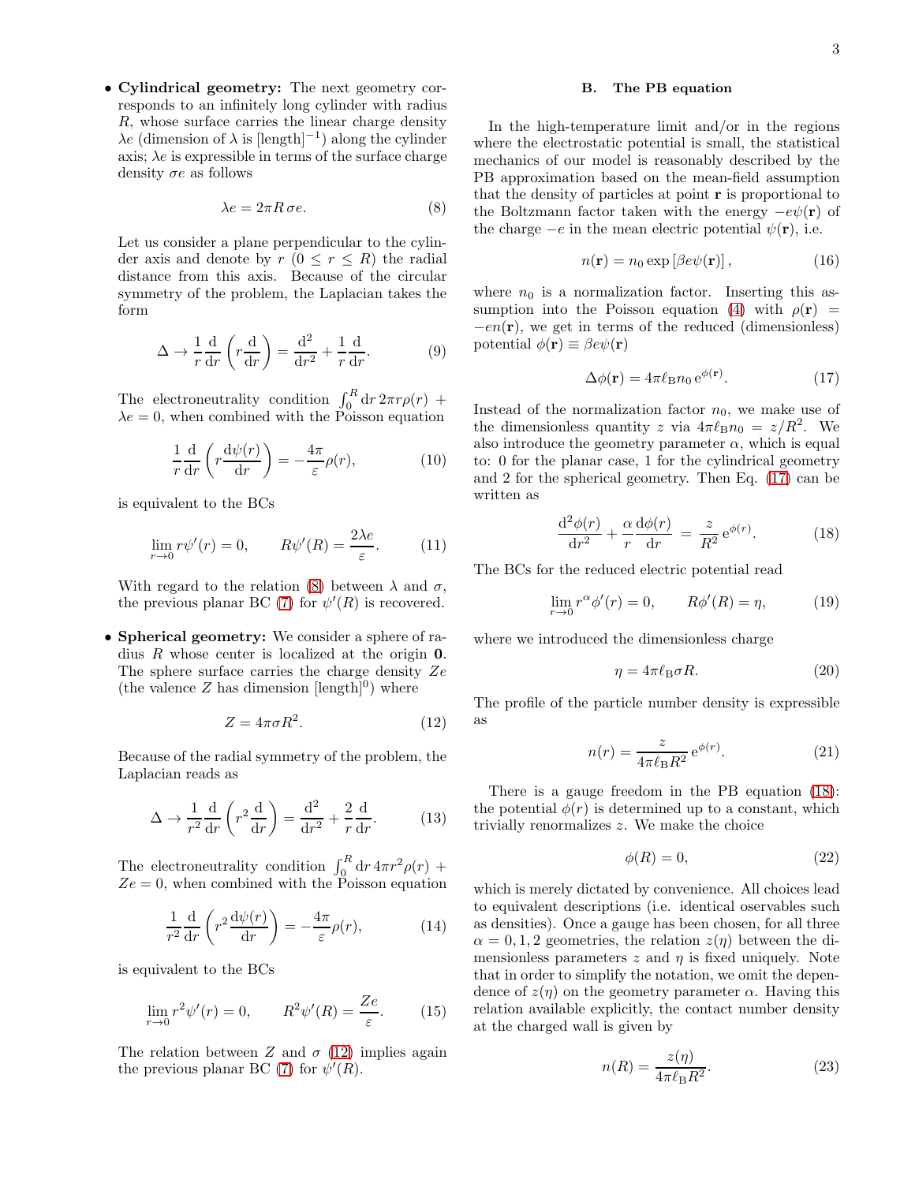- **Cylindrical geometry:** The next geometry corresponds to an infinitely long cylinder with radius $R$, whose surface carries the linear charge density $\lambda e$ (dimension of $\lambda$ is [length]$^{-1}$) along the cylinder axis; $\lambda e$ is expressible in terms of the surface charge density $\sigma e$ as follows

$$\lambda e = 2\pi R\, \sigma e. \tag{8}$$

Let us consider a plane perpendicular to the cylinder axis and denote by $r$ ($0 \le r \le R$) the radial distance from this axis. Because of the circular symmetry of the problem, the Laplacian takes the form

$$\Delta \to \frac{1}{r}\frac{\mathrm{d}}{\mathrm{d}r}\left(r\frac{\mathrm{d}}{\mathrm{d}r}\right) = \frac{\mathrm{d}^2}{\mathrm{d}r^2} + \frac{1}{r}\frac{\mathrm{d}}{\mathrm{d}r}. \tag{9}$$

The electroneutrality condition $\int_0^R \mathrm{d}r\, 2\pi r \rho(r) + \lambda e = 0$, when combined with the Poisson equation

$$\frac{1}{r}\frac{\mathrm{d}}{\mathrm{d}r}\left(r\frac{\mathrm{d}\psi(r)}{\mathrm{d}r}\right) = -\frac{4\pi}{\varepsilon}\rho(r), \tag{10}$$

is equivalent to the BCs

$$\lim_{r\to 0} r\psi'(r) = 0, \qquad R\psi'(R) = \frac{2\lambda e}{\varepsilon}. \tag{11}$$

With regard to the relation (8) between $\lambda$ and $\sigma$, the previous planar BC (7) for $\psi'(R)$ is recovered.

- **Spherical geometry:** We consider a sphere of radius $R$ whose center is localized at the origin $\mathbf{0}$. The sphere surface carries the charge density $Ze$ (the valence $Z$ has dimension [length]$^0$) where

$$Z = 4\pi\sigma R^2. \tag{12}$$

Because of the radial symmetry of the problem, the Laplacian reads as

$$\Delta \to \frac{1}{r^2}\frac{\mathrm{d}}{\mathrm{d}r}\left(r^2\frac{\mathrm{d}}{\mathrm{d}r}\right) = \frac{\mathrm{d}^2}{\mathrm{d}r^2} + \frac{2}{r}\frac{\mathrm{d}}{\mathrm{d}r}. \tag{13}$$

The electroneutrality condition $\int_0^R \mathrm{d}r\, 4\pi r^2 \rho(r) + Ze = 0$, when combined with the Poisson equation

$$\frac{1}{r^2}\frac{\mathrm{d}}{\mathrm{d}r}\left(r^2\frac{\mathrm{d}\psi(r)}{\mathrm{d}r}\right) = -\frac{4\pi}{\varepsilon}\rho(r), \tag{14}$$

is equivalent to the BCs

$$\lim_{r\to 0} r^2\psi'(r) = 0, \qquad R^2\psi'(R) = \frac{Ze}{\varepsilon}. \tag{15}$$

The relation between $Z$ and $\sigma$ (12) implies again the previous planar BC (7) for $\psi'(R)$.

### B. The PB equation

In the high-temperature limit and/or in the regions where the electrostatic potential is small, the statistical mechanics of our model is reasonably described by the PB approximation based on the mean-field assumption that the density of particles at point $\mathbf{r}$ is proportional to the Boltzmann factor taken with the energy $-e\psi(\mathbf{r})$ of the charge $-e$ in the mean electric potential $\psi(\mathbf{r})$, i.e.

$$n(\mathbf{r}) = n_0 \exp\left[\beta e \psi(\mathbf{r})\right], \tag{16}$$

where $n_0$ is a normalization factor. Inserting this assumption into the Poisson equation (4) with $\rho(\mathbf{r}) = -en(\mathbf{r})$, we get in terms of the reduced (dimensionless) potential $\phi(\mathbf{r}) \equiv \beta e \psi(\mathbf{r})$

$$\Delta\phi(\mathbf{r}) = 4\pi\ell_{\mathrm{B}} n_0\, \mathrm{e}^{\phi(\mathbf{r})}. \tag{17}$$

Instead of the normalization factor $n_0$, we make use of the dimensionless quantity $z$ via $4\pi\ell_{\mathrm{B}} n_0 = z/R^2$. We also introduce the geometry parameter $\alpha$, which is equal to: 0 for the planar case, 1 for the cylindrical geometry and 2 for the spherical geometry. Then Eq. (17) can be written as

$$\frac{\mathrm{d}^2\phi(r)}{\mathrm{d}r^2} + \frac{\alpha}{r}\frac{\mathrm{d}\phi(r)}{\mathrm{d}r} = \frac{z}{R^2}\,\mathrm{e}^{\phi(r)}. \tag{18}$$

The BCs for the reduced electric potential read

$$\lim_{r\to 0} r^\alpha \phi'(r) = 0, \qquad R\phi'(R) = \eta, \tag{19}$$

where we introduced the dimensionless charge

$$\eta = 4\pi\ell_{\mathrm{B}}\sigma R. \tag{20}$$

The profile of the particle number density is expressible as

$$n(r) = \frac{z}{4\pi\ell_{\mathrm{B}} R^2}\,\mathrm{e}^{\phi(r)}. \tag{21}$$

There is a gauge freedom in the PB equation (18): the potential $\phi(r)$ is determined up to a constant, which trivially renormalizes $z$. We make the choice

$$\phi(R) = 0, \tag{22}$$

which is merely dictated by convenience. All choices lead to equivalent descriptions (i.e. identical oservables such as densities). Once a gauge has been chosen, for all three $\alpha = 0, 1, 2$ geometries, the relation $z(\eta)$ between the dimensionless parameters $z$ and $\eta$ is fixed uniquely. Note that in order to simplify the notation, we omit the dependence of $z(\eta)$ on the geometry parameter $\alpha$. Having this relation available explicitly, the contact number density at the charged wall is given by

$$n(R) = \frac{z(\eta)}{4\pi\ell_{\mathrm{B}} R^2}. \tag{23}$$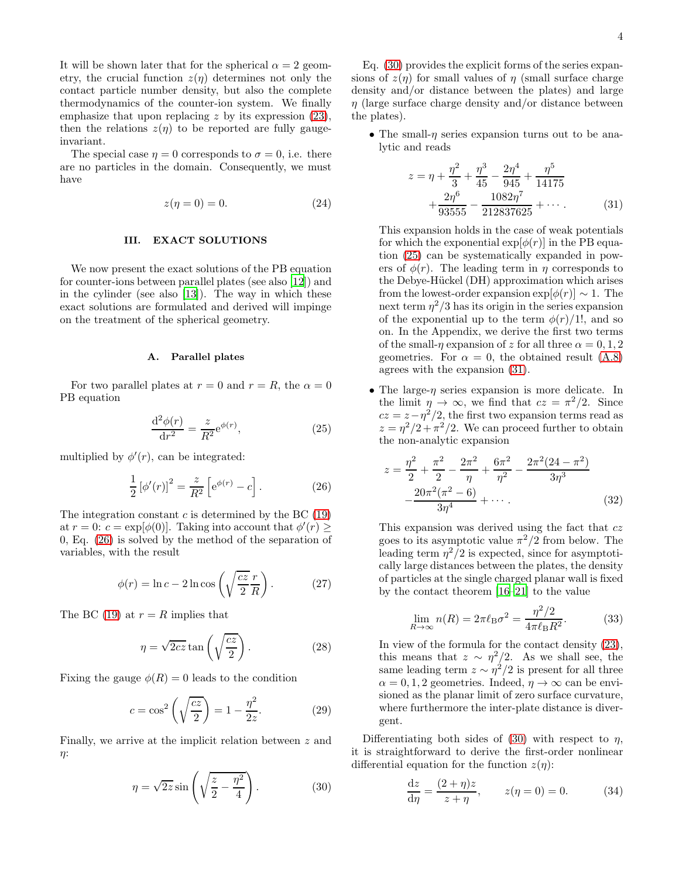It will be shown later that for the spherical $\alpha = 2$ geometry, the crucial function $z(\eta)$ determines not only the contact particle number density, but also the complete thermodynamics of the counter-ion system. We finally emphasize that upon replacing $z$ by its expression (23), then the relations $z(\eta)$ to be reported are fully gauge-invariant.

The special case $\eta = 0$ corresponds to $\sigma = 0$, i.e. there are no particles in the domain. Consequently, we must have

$$z(\eta = 0) = 0. \tag{24}$$

## III. EXACT SOLUTIONS

We now present the exact solutions of the PB equation for counter-ions between parallel plates (see also [12]) and in the cylinder (see also [13]). The way in which these exact solutions are formulated and derived will impinge on the treatment of the spherical geometry.

### A. Parallel plates

For two parallel plates at $r = 0$ and $r = R$, the $\alpha = 0$ PB equation

$$\frac{\mathrm{d}^2\phi(r)}{\mathrm{d}r^2} = \frac{z}{R^2}\mathrm{e}^{\phi(r)}, \tag{25}$$

multiplied by $\phi'(r)$, can be integrated:

$$\frac{1}{2}\left[\phi'(r)\right]^2 = \frac{z}{R^2}\left[\mathrm{e}^{\phi(r)} - c\right]. \tag{26}$$

The integration constant $c$ is determined by the BC (19) at $r = 0$: $c = \exp[\phi(0)]$. Taking into account that $\phi'(r) \geq 0$, Eq. (26) is solved by the method of the separation of variables, with the result

$$\phi(r) = \ln c - 2\ln\cos\left(\sqrt{\frac{cz}{2}}\frac{r}{R}\right). \tag{27}$$

The BC (19) at $r = R$ implies that

$$\eta = \sqrt{2cz}\tan\left(\sqrt{\frac{cz}{2}}\right). \tag{28}$$

Fixing the gauge $\phi(R) = 0$ leads to the condition

$$c = \cos^2\left(\sqrt{\frac{cz}{2}}\right) = 1 - \frac{\eta^2}{2z}. \tag{29}$$

Finally, we arrive at the implicit relation between $z$ and $\eta$:

$$\eta = \sqrt{2z}\sin\left(\sqrt{\frac{z}{2} - \frac{\eta^2}{4}}\right). \tag{30}$$

Eq. (30) provides the explicit forms of the series expansions of $z(\eta)$ for small values of $\eta$ (small surface charge density and/or distance between the plates) and large $\eta$ (large surface charge density and/or distance between the plates).

- The small-$\eta$ series expansion turns out to be analytic and reads

$$z = \eta + \frac{\eta^2}{3} + \frac{\eta^3}{45} - \frac{2\eta^4}{945} + \frac{\eta^5}{14175} + \frac{2\eta^6}{93555} - \frac{1082\eta^7}{212837625} + \cdots. \tag{31}$$

  This expansion holds in the case of weak potentials for which the exponential $\exp[\phi(r)]$ in the PB equation (25) can be systematically expanded in powers of $\phi(r)$. The leading term in $\eta$ corresponds to the Debye-Hückel (DH) approximation which arises from the lowest-order expansion $\exp[\phi(r)] \sim 1$. The next term $\eta^2/3$ has its origin in the series expansion of the exponential up to the term $\phi(r)/1!$, and so on. In the Appendix, we derive the first two terms of the small-$\eta$ expansion of $z$ for all three $\alpha = 0, 1, 2$ geometries. For $\alpha = 0$, the obtained result (A.8) agrees with the expansion (31).

- The large-$\eta$ series expansion is more delicate. In the limit $\eta \to \infty$, we find that $cz = \pi^2/2$. Since $cz = z - \eta^2/2$, the first two expansion terms read as $z = \eta^2/2 + \pi^2/2$. We can proceed further to obtain the non-analytic expansion

$$z = \frac{\eta^2}{2} + \frac{\pi^2}{2} - \frac{2\pi^2}{\eta} + \frac{6\pi^2}{\eta^2} - \frac{2\pi^2(24 - \pi^2)}{3\eta^3} - \frac{20\pi^2(\pi^2 - 6)}{3\eta^4} + \cdots. \tag{32}$$

  This expansion was derived using the fact that $cz$ goes to its asymptotic value $\pi^2/2$ from below. The leading term $\eta^2/2$ is expected, since for asymptotically large distances between the plates, the density of particles at the single charged planar wall is fixed by the contact theorem [16–21] to the value

$$\lim_{R\to\infty} n(R) = 2\pi\ell_{\mathrm{B}}\sigma^2 = \frac{\eta^2/2}{4\pi\ell_{\mathrm{B}}R^2}. \tag{33}$$

  In view of the formula for the contact density (23), this means that $z \sim \eta^2/2$. As we shall see, the same leading term $z \sim \eta^2/2$ is present for all three $\alpha = 0, 1, 2$ geometries. Indeed, $\eta \to \infty$ can be envisioned as the planar limit of zero surface curvature, where furthermore the inter-plate distance is divergent.

Differentiating both sides of (30) with respect to $\eta$, it is straightforward to derive the first-order nonlinear differential equation for the function $z(\eta)$:

$$\frac{\mathrm{d}z}{\mathrm{d}\eta} = \frac{(2+\eta)z}{z+\eta}, \qquad z(\eta = 0) = 0. \tag{34}$$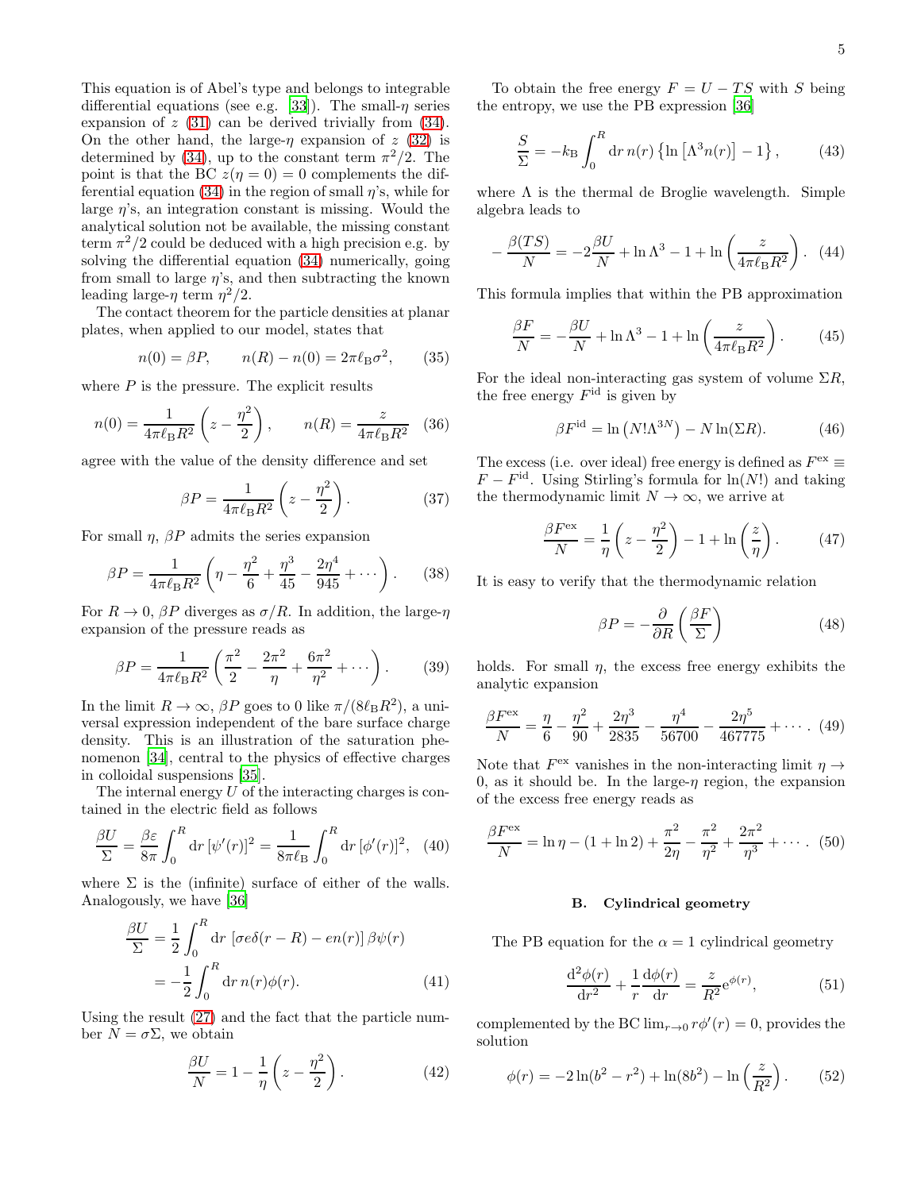This equation is of Abel's type and belongs to integrable differential equations (see e.g. [33]). The small-$\eta$ series expansion of $z$ (31) can be derived trivially from (34). On the other hand, the large-$\eta$ expansion of $z$ (32) is determined by (34), up to the constant term $\pi^2/2$. The point is that the BC $z(\eta = 0) = 0$ complements the differential equation (34) in the region of small $\eta$'s, while for large $\eta$'s, an integration constant is missing. Would the analytical solution not be available, the missing constant term $\pi^2/2$ could be deduced with a high precision e.g. by solving the differential equation (34) numerically, going from small to large $\eta$'s, and then subtracting the known leading large-$\eta$ term $\eta^2/2$.

The contact theorem for the particle densities at planar plates, when applied to our model, states that

$$n(0) = \beta P, \qquad n(R) - n(0) = 2\pi \ell_{\rm B} \sigma^2, \tag{35}$$

where $P$ is the pressure. The explicit results

$$n(0) = \frac{1}{4\pi \ell_{\rm B} R^2}\left(z - \frac{\eta^2}{2}\right), \qquad n(R) = \frac{z}{4\pi \ell_{\rm B} R^2} \tag{36}$$

agree with the value of the density difference and set

$$\beta P = \frac{1}{4\pi \ell_{\rm B} R^2}\left(z - \frac{\eta^2}{2}\right). \tag{37}$$

For small $\eta$, $\beta P$ admits the series expansion

$$\beta P = \frac{1}{4\pi \ell_{\rm B} R^2}\left(\eta - \frac{\eta^2}{6} + \frac{\eta^3}{45} - \frac{2\eta^4}{945} + \cdots\right). \tag{38}$$

For $R \to 0$, $\beta P$ diverges as $\sigma/R$. In addition, the large-$\eta$ expansion of the pressure reads as

$$\beta P = \frac{1}{4\pi \ell_{\rm B} R^2}\left(\frac{\pi^2}{2} - \frac{2\pi^2}{\eta} + \frac{6\pi^2}{\eta^2} + \cdots\right). \tag{39}$$

In the limit $R \to \infty$, $\beta P$ goes to 0 like $\pi/(8\ell_{\rm B} R^2)$, a universal expression independent of the bare surface charge density. This is an illustration of the saturation phenomenon [34], central to the physics of effective charges in colloidal suspensions [35].

The internal energy $U$ of the interacting charges is contained in the electric field as follows

$$\frac{\beta U}{\Sigma} = \frac{\beta \varepsilon}{8\pi}\int_0^R {\rm d}r\, [\psi'(r)]^2 = \frac{1}{8\pi \ell_{\rm B}}\int_0^R {\rm d}r\, [\phi'(r)]^2, \tag{40}$$

where $\Sigma$ is the (infinite) surface of either of the walls. Analogously, we have [36]

$$\begin{aligned}\frac{\beta U}{\Sigma} &= \frac{1}{2}\int_0^R {\rm d}r\, \left[\sigma e \delta(r-R) - e n(r)\right] \beta \psi(r) \\ &= -\frac{1}{2}\int_0^R {\rm d}r\, n(r)\phi(r).\end{aligned} \tag{41}$$

Using the result (27) and the fact that the particle number $N = \sigma \Sigma$, we obtain

$$\frac{\beta U}{N} = 1 - \frac{1}{\eta}\left(z - \frac{\eta^2}{2}\right). \tag{42}$$

To obtain the free energy $F = U - TS$ with $S$ being the entropy, we use the PB expression [36]

$$\frac{S}{\Sigma} = -k_{\rm B}\int_0^R {\rm d}r\, n(r)\left\{\ln\left[\Lambda^3 n(r)\right] - 1\right\}, \tag{43}$$

where $\Lambda$ is the thermal de Broglie wavelength. Simple algebra leads to

$$-\frac{\beta(TS)}{N} = -2\frac{\beta U}{N} + \ln \Lambda^3 - 1 + \ln\left(\frac{z}{4\pi \ell_{\rm B} R^2}\right). \tag{44}$$

This formula implies that within the PB approximation

$$\frac{\beta F}{N} = -\frac{\beta U}{N} + \ln \Lambda^3 - 1 + \ln\left(\frac{z}{4\pi \ell_{\rm B} R^2}\right). \tag{45}$$

For the ideal non-interacting gas system of volume $\Sigma R$, the free energy $F^{\rm id}$ is given by

$$\beta F^{\rm id} = \ln\left(N! \Lambda^{3N}\right) - N \ln(\Sigma R). \tag{46}$$

The excess (i.e. over ideal) free energy is defined as $F^{\rm ex} \equiv F - F^{\rm id}$. Using Stirling's formula for $\ln(N!)$ and taking the thermodynamic limit $N \to \infty$, we arrive at

$$\frac{\beta F^{\rm ex}}{N} = \frac{1}{\eta}\left(z - \frac{\eta^2}{2}\right) - 1 + \ln\left(\frac{z}{\eta}\right). \tag{47}$$

It is easy to verify that the thermodynamic relation

$$\beta P = -\frac{\partial}{\partial R}\left(\frac{\beta F}{\Sigma}\right) \tag{48}$$

holds. For small $\eta$, the excess free energy exhibits the analytic expansion

$$\frac{\beta F^{\rm ex}}{N} = \frac{\eta}{6} - \frac{\eta^2}{90} + \frac{2\eta^3}{2835} - \frac{\eta^4}{56700} - \frac{2\eta^5}{467775} + \cdots. \tag{49}$$

Note that $F^{\rm ex}$ vanishes in the non-interacting limit $\eta \to 0$, as it should be. In the large-$\eta$ region, the expansion of the excess free energy reads as

$$\frac{\beta F^{\rm ex}}{N} = \ln \eta - (1 + \ln 2) + \frac{\pi^2}{2\eta} - \frac{\pi^2}{\eta^2} + \frac{2\pi^2}{\eta^3} + \cdots. \tag{50}$$

### B. Cylindrical geometry

The PB equation for the $\alpha = 1$ cylindrical geometry

$$\frac{{\rm d}^2\phi(r)}{{\rm d}r^2} + \frac{1}{r}\frac{{\rm d}\phi(r)}{{\rm d}r} = \frac{z}{R^2}{\rm e}^{\phi(r)}, \tag{51}$$

complemented by the BC $\lim_{r\to 0} r\phi'(r) = 0$, provides the solution

$$\phi(r) = -2\ln(b^2 - r^2) + \ln(8b^2) - \ln\left(\frac{z}{R^2}\right). \tag{52}$$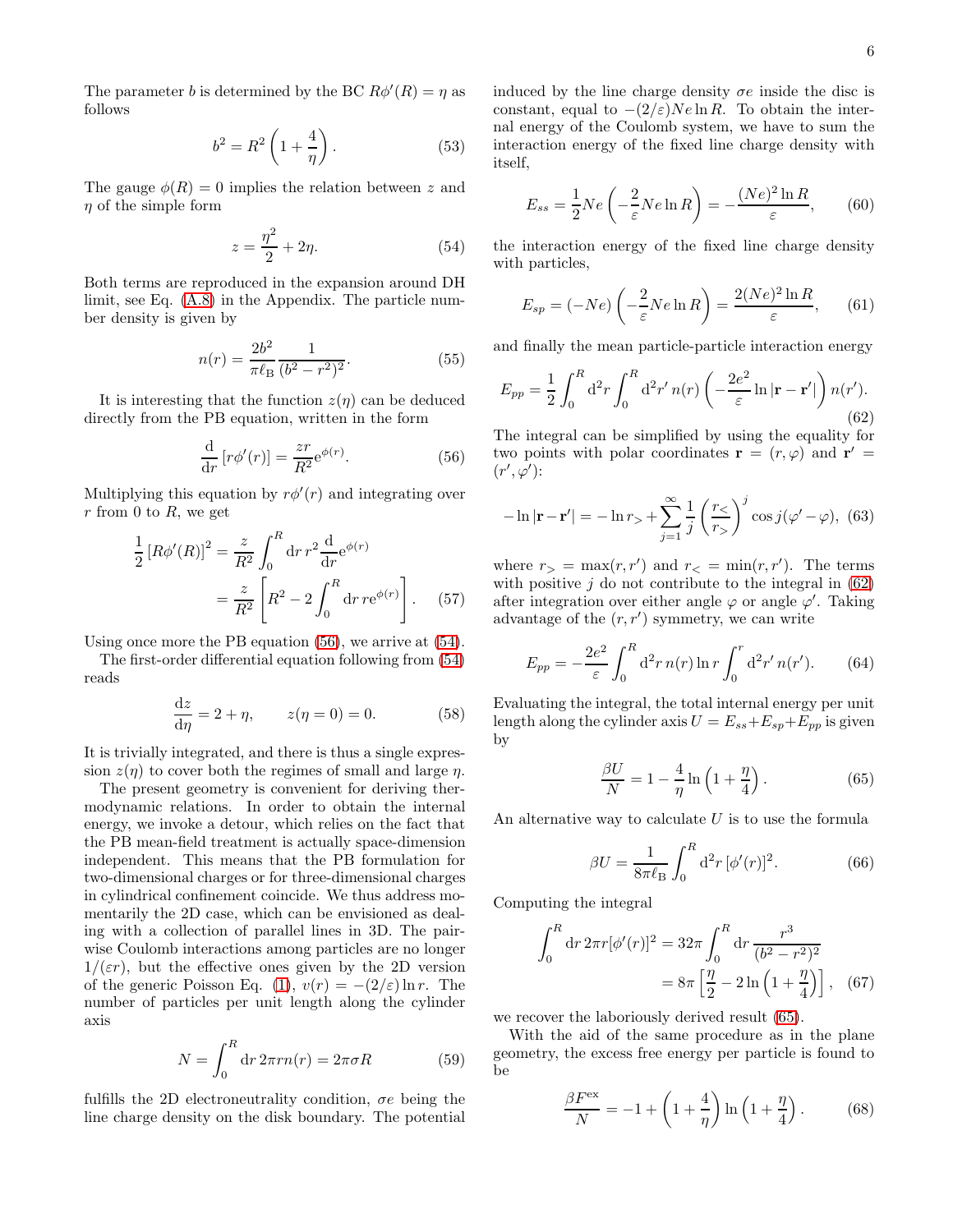The parameter $b$ is determined by the BC $R\phi'(R) = \eta$ as follows

$$b^2 = R^2 \left(1 + \frac{4}{\eta}\right). \tag{53}$$

The gauge $\phi(R) = 0$ implies the relation between $z$ and $\eta$ of the simple form

$$z = \frac{\eta^2}{2} + 2\eta. \tag{54}$$

Both terms are reproduced in the expansion around DH limit, see Eq. (A.8) in the Appendix. The particle number density is given by

$$n(r) = \frac{2b^2}{\pi \ell_{\rm B}} \frac{1}{(b^2 - r^2)^2}. \tag{55}$$

It is interesting that the function $z(\eta)$ can be deduced directly from the PB equation, written in the form

$$\frac{\mathrm{d}}{\mathrm{d}r}\left[r\phi'(r)\right] = \frac{zr}{R^2} \mathrm{e}^{\phi(r)}. \tag{56}$$

Multiplying this equation by $r\phi'(r)$ and integrating over $r$ from 0 to $R$, we get

$$\begin{aligned} \frac{1}{2}\left[R\phi'(R)\right]^2 &= \frac{z}{R^2}\int_0^R \mathrm{d}r\, r^2 \frac{\mathrm{d}}{\mathrm{d}r}\mathrm{e}^{\phi(r)} \\ &= \frac{z}{R^2}\left[R^2 - 2\int_0^R \mathrm{d}r\, r\mathrm{e}^{\phi(r)}\right]. \end{aligned} \tag{57}$$

Using once more the PB equation (56), we arrive at (54).

The first-order differential equation following from (54) reads

$$\frac{\mathrm{d}z}{\mathrm{d}\eta} = 2 + \eta, \qquad z(\eta = 0) = 0. \tag{58}$$

It is trivially integrated, and there is thus a single expression $z(\eta)$ to cover both the regimes of small and large $\eta$.

The present geometry is convenient for deriving thermodynamic relations. In order to obtain the internal energy, we invoke a detour, which relies on the fact that the PB mean-field treatment is actually space-dimension independent. This means that the PB formulation for two-dimensional charges or for three-dimensional charges in cylindrical confinement coincide. We thus address momentarily the 2D case, which can be envisioned as dealing with a collection of parallel lines in 3D. The pairwise Coulomb interactions among particles are no longer $1/(\varepsilon r)$, but the effective ones given by the 2D version of the generic Poisson Eq. (1), $v(r) = -(2/\varepsilon)\ln r$. The number of particles per unit length along the cylinder axis

$$N = \int_0^R \mathrm{d}r\, 2\pi r n(r) = 2\pi\sigma R \tag{59}$$

fulfills the 2D electroneutrality condition, $\sigma e$ being the line charge density on the disk boundary. The potential induced by the line charge density $\sigma e$ inside the disc is constant, equal to $-(2/\varepsilon)Ne\ln R$. To obtain the internal energy of the Coulomb system, we have to sum the interaction energy of the fixed line charge density with itself,

$$E_{ss} = \frac{1}{2}Ne\left(-\frac{2}{\varepsilon}Ne\ln R\right) = -\frac{(Ne)^2\ln R}{\varepsilon}, \tag{60}$$

the interaction energy of the fixed line charge density with particles,

$$E_{sp} = (-Ne)\left(-\frac{2}{\varepsilon}Ne\ln R\right) = \frac{2(Ne)^2\ln R}{\varepsilon}, \tag{61}$$

and finally the mean particle-particle interaction energy

$$E_{pp} = \frac{1}{2}\int_0^R \mathrm{d}^2 r \int_0^R \mathrm{d}^2 r'\, n(r)\left(-\frac{2e^2}{\varepsilon}\ln|\mathbf{r}-\mathbf{r}'|\right)n(r'). \tag{62}$$

The integral can be simplified by using the equality for two points with polar coordinates $\mathbf{r} = (r,\varphi)$ and $\mathbf{r}' = (r',\varphi')$:

$$-\ln|\mathbf{r}-\mathbf{r}'| = -\ln r_> + \sum_{j=1}^{\infty}\frac{1}{j}\left(\frac{r_<}{r_>}\right)^j \cos j(\varphi'-\varphi), \tag{63}$$

where $r_> = \max(r,r')$ and $r_< = \min(r,r')$. The terms with positive $j$ do not contribute to the integral in (62) after integration over either angle $\varphi$ or angle $\varphi'$. Taking advantage of the $(r,r')$ symmetry, we can write

$$E_{pp} = -\frac{2e^2}{\varepsilon}\int_0^R \mathrm{d}^2 r\, n(r)\ln r\int_0^r \mathrm{d}^2 r'\, n(r'). \tag{64}$$

Evaluating the integral, the total internal energy per unit length along the cylinder axis $U = E_{ss} + E_{sp} + E_{pp}$ is given by

$$\frac{\beta U}{N} = 1 - \frac{4}{\eta}\ln\left(1 + \frac{\eta}{4}\right). \tag{65}$$

An alternative way to calculate $U$ is to use the formula

$$\beta U = \frac{1}{8\pi\ell_{\rm B}}\int_0^R \mathrm{d}^2 r\, [\phi'(r)]^2. \tag{66}$$

Computing the integral

$$\begin{aligned} \int_0^R \mathrm{d}r\, 2\pi r[\phi'(r)]^2 &= 32\pi\int_0^R \mathrm{d}r\,\frac{r^3}{(b^2-r^2)^2} \\ &= 8\pi\left[\frac{\eta}{2} - 2\ln\left(1+\frac{\eta}{4}\right)\right], \end{aligned} \tag{67}$$

we recover the laboriously derived result (65).

With the aid of the same procedure as in the plane geometry, the excess free energy per particle is found to be

$$\frac{\beta F^{\rm ex}}{N} = -1 + \left(1 + \frac{4}{\eta}\right)\ln\left(1 + \frac{\eta}{4}\right). \tag{68}$$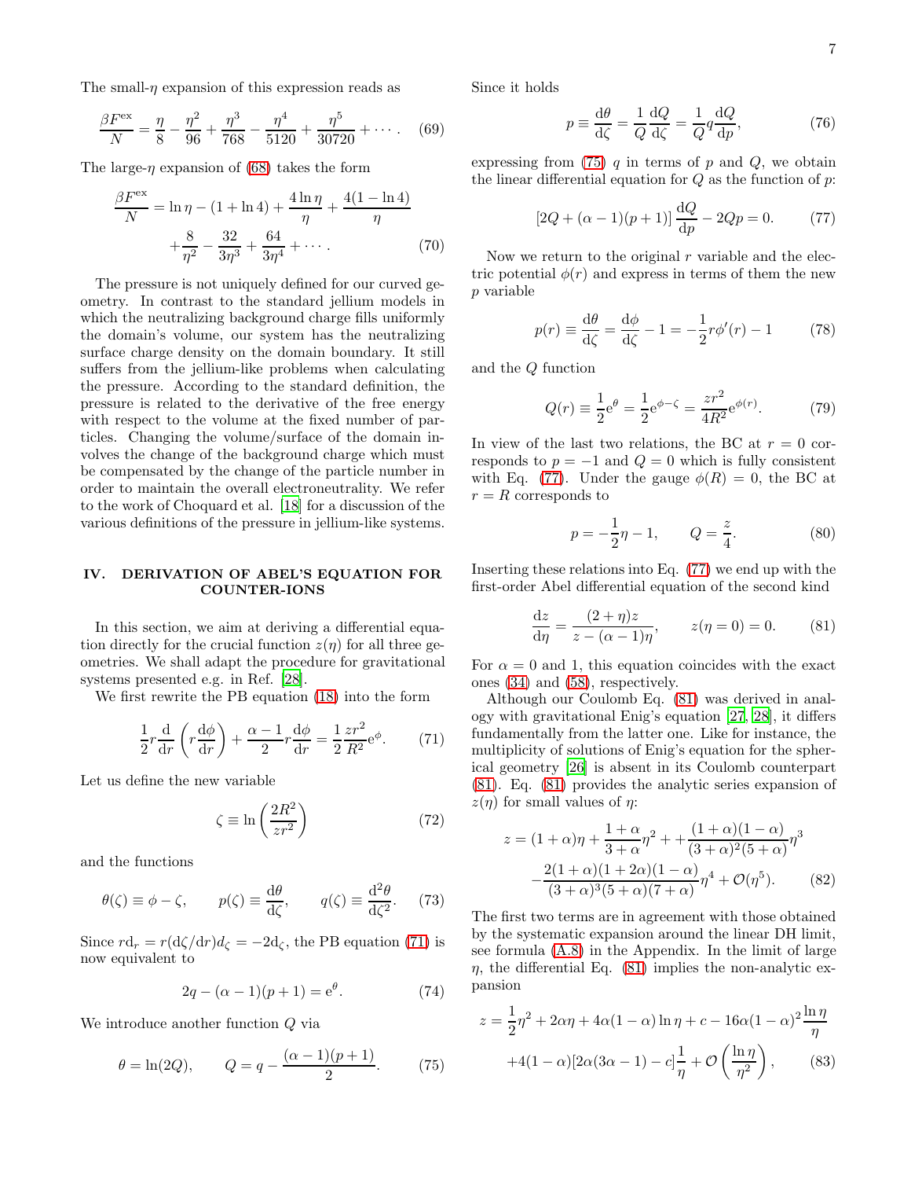The small-$\eta$ expansion of this expression reads as

$$\frac{\beta F^{\rm ex}}{N} = \frac{\eta}{8} - \frac{\eta^2}{96} + \frac{\eta^3}{768} - \frac{\eta^4}{5120} + \frac{\eta^5}{30720} + \cdots. \quad (69)$$

The large-$\eta$ expansion of (68) takes the form

$$\frac{\beta F^{\rm ex}}{N} = \ln\eta - (1+\ln 4) + \frac{4\ln\eta}{\eta} + \frac{4(1-\ln 4)}{\eta} + \frac{8}{\eta^2} - \frac{32}{3\eta^3} + \frac{64}{3\eta^4} + \cdots. \quad (70)$$

The pressure is not uniquely defined for our curved geometry. In contrast to the standard jellium models in which the neutralizing background charge fills uniformly the domain's volume, our system has the neutralizing surface charge density on the domain boundary. It still suffers from the jellium-like problems when calculating the pressure. According to the standard definition, the pressure is related to the derivative of the free energy with respect to the volume at the fixed number of particles. Changing the volume/surface of the domain involves the change of the background charge which must be compensated by the change of the particle number in order to maintain the overall electroneutrality. We refer to the work of Choquard et al. [18] for a discussion of the various definitions of the pressure in jellium-like systems.

## IV. DERIVATION OF ABEL'S EQUATION FOR COUNTER-IONS

In this section, we aim at deriving a differential equation directly for the crucial function $z(\eta)$ for all three geometries. We shall adapt the procedure for gravitational systems presented e.g. in Ref. [28].

We first rewrite the PB equation (18) into the form

$$\frac{1}{2}r\frac{\mathrm{d}}{\mathrm{d}r}\left(r\frac{\mathrm{d}\phi}{\mathrm{d}r}\right) + \frac{\alpha-1}{2}r\frac{\mathrm{d}\phi}{\mathrm{d}r} = \frac{1}{2}\frac{zr^2}{R^2}\mathrm{e}^{\phi}. \quad (71)$$

Let us define the new variable

$$\zeta \equiv \ln\left(\frac{2R^2}{zr^2}\right) \quad (72)$$

and the functions

$$\theta(\zeta) \equiv \phi - \zeta, \qquad p(\zeta) \equiv \frac{\mathrm{d}\theta}{\mathrm{d}\zeta}, \qquad q(\zeta) \equiv \frac{\mathrm{d}^2\theta}{\mathrm{d}\zeta^2}. \quad (73)$$

Since $r\mathrm{d}_r = r(\mathrm{d}\zeta/\mathrm{d}r)\mathrm{d}_\zeta = -2\mathrm{d}_\zeta$, the PB equation (71) is now equivalent to

$$2q - (\alpha-1)(p+1) = \mathrm{e}^{\theta}. \quad (74)$$

We introduce another function $Q$ via

$$\theta = \ln(2Q), \qquad Q = q - \frac{(\alpha-1)(p+1)}{2}. \quad (75)$$

Since it holds

$$p \equiv \frac{\mathrm{d}\theta}{\mathrm{d}\zeta} = \frac{1}{Q}\frac{\mathrm{d}Q}{\mathrm{d}\zeta} = \frac{1}{Q}q\frac{\mathrm{d}Q}{\mathrm{d}p}, \quad (76)$$

expressing from (75) $q$ in terms of $p$ and $Q$, we obtain the linear differential equation for $Q$ as the function of $p$:

$$\left[2Q + (\alpha-1)(p+1)\right]\frac{\mathrm{d}Q}{\mathrm{d}p} - 2Qp = 0. \quad (77)$$

Now we return to the original $r$ variable and the electric potential $\phi(r)$ and express in terms of them the new $p$ variable

$$p(r) \equiv \frac{\mathrm{d}\theta}{\mathrm{d}\zeta} = \frac{\mathrm{d}\phi}{\mathrm{d}\zeta} - 1 = -\frac{1}{2}r\phi'(r) - 1 \quad (78)$$

and the $Q$ function

$$Q(r) \equiv \frac{1}{2}\mathrm{e}^{\theta} = \frac{1}{2}\mathrm{e}^{\phi-\zeta} = \frac{zr^2}{4R^2}\mathrm{e}^{\phi(r)}. \quad (79)$$

In view of the last two relations, the BC at $r=0$ corresponds to $p=-1$ and $Q=0$ which is fully consistent with Eq. (77). Under the gauge $\phi(R)=0$, the BC at $r=R$ corresponds to

$$p = -\frac{1}{2}\eta - 1, \qquad Q = \frac{z}{4}. \quad (80)$$

Inserting these relations into Eq. (77) we end up with the first-order Abel differential equation of the second kind

$$\frac{\mathrm{d}z}{\mathrm{d}\eta} = \frac{(2+\eta)z}{z-(\alpha-1)\eta}, \qquad z(\eta=0)=0. \quad (81)$$

For $\alpha=0$ and 1, this equation coincides with the exact ones (34) and (58), respectively.

Although our Coulomb Eq. (81) was derived in analogy with gravitational Enig's equation [27, 28], it differs fundamentally from the latter one. Like for instance, the multiplicity of solutions of Enig's equation for the spherical geometry [26] is absent in its Coulomb counterpart (81). Eq. (81) provides the analytic series expansion of $z(\eta)$ for small values of $\eta$:

$$z = (1+\alpha)\eta + \frac{1+\alpha}{3+\alpha}\eta^2 + + \frac{(1+\alpha)(1-\alpha)}{(3+\alpha)^2(5+\alpha)}\eta^3 - \frac{2(1+\alpha)(1+2\alpha)(1-\alpha)}{(3+\alpha)^3(5+\alpha)(7+\alpha)}\eta^4 + \mathcal{O}(\eta^5). \quad (82)$$

The first two terms are in agreement with those obtained by the systematic expansion around the linear DH limit, see formula (A.8) in the Appendix. In the limit of large $\eta$, the differential Eq. (81) implies the non-analytic expansion

$$z = \frac{1}{2}\eta^2 + 2\alpha\eta + 4\alpha(1-\alpha)\ln\eta + c - 16\alpha(1-\alpha)^2\frac{\ln\eta}{\eta} + 4(1-\alpha)[2\alpha(3\alpha-1)-c]\frac{1}{\eta} + \mathcal{O}\left(\frac{\ln\eta}{\eta^2}\right), \quad (83)$$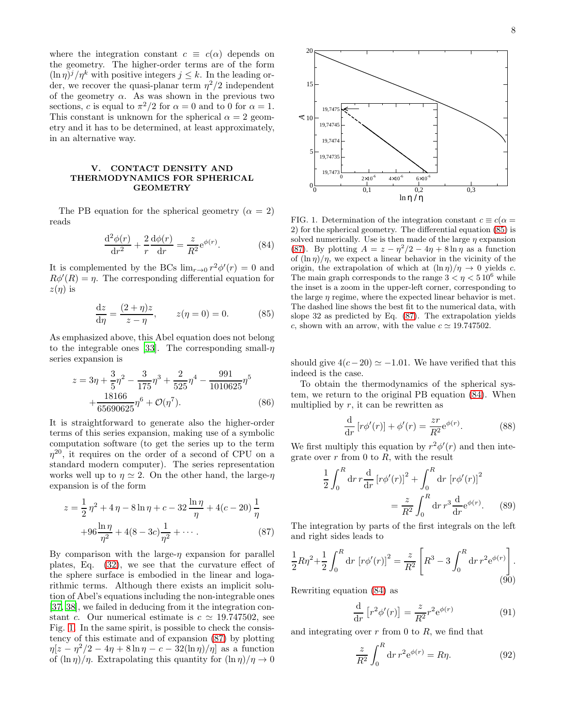where the integration constant $c \equiv c(\alpha)$ depends on the geometry. The higher-order terms are of the form $(\ln \eta)^j/\eta^k$ with positive integers $j \le k$. In the leading order, we recover the quasi-planar term $\eta^2/2$ independent of the geometry $\alpha$. As was shown in the previous two sections, $c$ is equal to $\pi^2/2$ for $\alpha = 0$ and to 0 for $\alpha = 1$. This constant is unknown for the spherical $\alpha = 2$ geometry and it has to be determined, at least approximately, in an alternative way.

## V. CONTACT DENSITY AND THERMODYNAMICS FOR SPHERICAL GEOMETRY

The PB equation for the spherical geometry ($\alpha = 2$) reads

$$\frac{\mathrm{d}^2\phi(r)}{\mathrm{d}r^2} + \frac{2}{r}\frac{\mathrm{d}\phi(r)}{\mathrm{d}r} = \frac{z}{R^2}\mathrm{e}^{\phi(r)}. \tag{84}$$

It is complemented by the BCs $\lim_{r\to 0} r^2\phi'(r) = 0$ and $R\phi'(R) = \eta$. The corresponding differential equation for $z(\eta)$ is

$$\frac{\mathrm{d}z}{\mathrm{d}\eta} = \frac{(2+\eta)z}{z-\eta}, \qquad z(\eta = 0) = 0. \tag{85}$$

As emphasized above, this Abel equation does not belong to the integrable ones [33]. The corresponding small-$\eta$ series expansion is

$$z = 3\eta + \frac{3}{5}\eta^2 - \frac{3}{175}\eta^3 + \frac{2}{525}\eta^4 - \frac{991}{1010625}\eta^5 + \frac{18166}{65690625}\eta^6 + \mathcal{O}(\eta^7). \tag{86}$$

It is straightforward to generate also the higher-order terms of this series expansion, making use of a symbolic computation software (to get the series up to the term $\eta^{20}$, it requires on the order of a second of CPU on a standard modern computer). The series representation works well up to $\eta \simeq 2$. On the other hand, the large-$\eta$ expansion is of the form

$$z = \frac{1}{2}\eta^2 + 4\eta - 8\ln\eta + c - 32\frac{\ln\eta}{\eta} + 4(c-20)\frac{1}{\eta} + 96\frac{\ln\eta}{\eta^2} + 4(8-3c)\frac{1}{\eta^2} + \cdots. \tag{87}$$

By comparison with the large-$\eta$ expansion for parallel plates, Eq. (32), we see that the curvature effect of the sphere surface is embodied in the linear and logarithmic terms. Although there exists an implicit solution of Abel's equations including the non-integrable ones [37, 38], we failed in deducing from it the integration constant $c$. Our numerical estimate is $c \simeq 19.747502$, see Fig. 1. In the same spirit, is possible to check the consistency of this estimate and of expansion (87) by plotting $\eta[z - \eta^2/2 - 4\eta + 8\ln\eta - c - 32(\ln\eta)/\eta]$ as a function of $(\ln\eta)/\eta$. Extrapolating this quantity for $(\ln\eta)/\eta \to 0$ should give $4(c-20) \simeq -1.01$. We have verified that this indeed is the case.

FIG. 1. Determination of the integration constant $c \equiv c(\alpha = 2)$ for the spherical geometry. The differential equation (85) is solved numerically. Use is then made of the large $\eta$ expansion (87). By plotting $A = z - \eta^2/2 - 4\eta + 8\ln\eta$ as a function of $(\ln\eta)/\eta$, we expect a linear behavior in the vicinity of the origin, the extrapolation of which at $(\ln\eta)/\eta \to 0$ yields $c$. The main graph corresponds to the range $3 < \eta < 5\,10^6$ while the inset is a zoom in the upper-left corner, corresponding to the large $\eta$ regime, where the expected linear behavior is met. The dashed line shows the best fit to the numerical data, with slope 32 as predicted by Eq. (87). The extrapolation yields $c$, shown with an arrow, with the value $c \simeq 19.747502$.

To obtain the thermodynamics of the spherical system, we return to the original PB equation (84). When multiplied by $r$, it can be rewritten as

$$\frac{\mathrm{d}}{\mathrm{d}r}\left[r\phi'(r)\right] + \phi'(r) = \frac{zr}{R^2}\mathrm{e}^{\phi(r)}. \tag{88}$$

We first multiply this equation by $r^2\phi'(r)$ and then integrate over $r$ from 0 to $R$, with the result

$$\frac{1}{2}\int_0^R \mathrm{d}r\, r\frac{\mathrm{d}}{\mathrm{d}r}\left[r\phi'(r)\right]^2 + \int_0^R \mathrm{d}r\,\left[r\phi'(r)\right]^2 = \frac{z}{R^2}\int_0^R \mathrm{d}r\, r^3\frac{\mathrm{d}}{\mathrm{d}r}\mathrm{e}^{\phi(r)}. \tag{89}$$

The integration by parts of the first integrals on the left and right sides leads to

$$\frac{1}{2}R\eta^2 + \frac{1}{2}\int_0^R \mathrm{d}r\,\left[r\phi'(r)\right]^2 = \frac{z}{R^2}\left[R^3 - 3\int_0^R \mathrm{d}r\, r^2\mathrm{e}^{\phi(r)}\right]. \tag{90}$$

Rewriting equation (84) as

$$\frac{\mathrm{d}}{\mathrm{d}r}\left[r^2\phi'(r)\right] = \frac{z}{R^2}r^2\mathrm{e}^{\phi(r)} \tag{91}$$

and integrating over $r$ from 0 to $R$, we find that

$$\frac{z}{R^2}\int_0^R \mathrm{d}r\, r^2\mathrm{e}^{\phi(r)} = R\eta. \tag{92}$$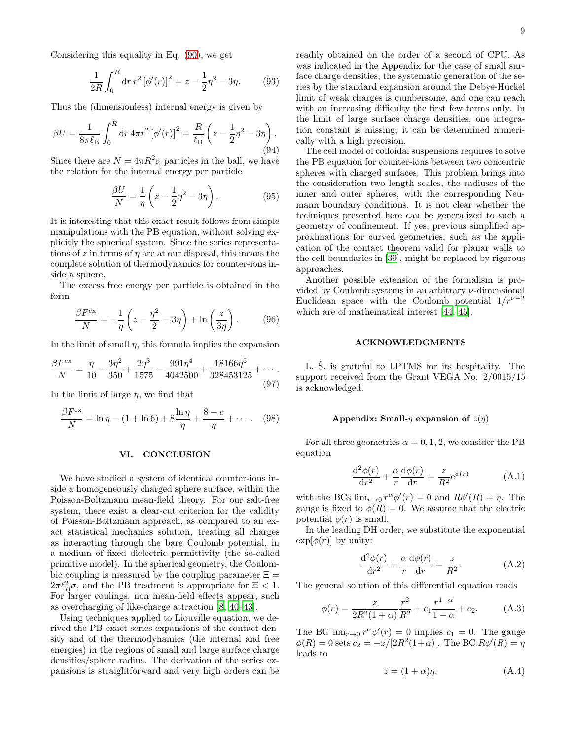Considering this equality in Eq. (90), we get

$$\frac{1}{2R}\int_0^R \mathrm{d}r\, r^2 \left[\phi'(r)\right]^2 = z - \frac{1}{2}\eta^2 - 3\eta. \tag{93}$$

Thus the (dimensionless) internal energy is given by

$$\beta U = \frac{1}{8\pi\ell_{\mathrm{B}}}\int_0^R \mathrm{d}r\, 4\pi r^2 \left[\phi'(r)\right]^2 = \frac{R}{\ell_{\mathrm{B}}}\left(z - \frac{1}{2}\eta^2 - 3\eta\right). \tag{94}$$

Since there are $N = 4\pi R^2\sigma$ particles in the ball, we have the relation for the internal energy per particle

$$\frac{\beta U}{N} = \frac{1}{\eta}\left(z - \frac{1}{2}\eta^2 - 3\eta\right). \tag{95}$$

It is interesting that this exact result follows from simple manipulations with the PB equation, without solving explicitly the spherical system. Since the series representations of $z$ in terms of $\eta$ are at our disposal, this means the complete solution of thermodynamics for counter-ions inside a sphere.

The excess free energy per particle is obtained in the form

$$\frac{\beta F^{\mathrm{ex}}}{N} = -\frac{1}{\eta}\left(z - \frac{\eta^2}{2} - 3\eta\right) + \ln\left(\frac{z}{3\eta}\right). \tag{96}$$

In the limit of small $\eta$, this formula implies the expansion

$$\frac{\beta F^{\mathrm{ex}}}{N} = \frac{\eta}{10} - \frac{3\eta^2}{350} + \frac{2\eta^3}{1575} - \frac{991\eta^4}{4042500} + \frac{18166\eta^5}{328453125} + \cdots. \tag{97}$$

In the limit of large $\eta$, we find that

$$\frac{\beta F^{\mathrm{ex}}}{N} = \ln\eta - (1 + \ln 6) + 8\frac{\ln\eta}{\eta} + \frac{8 - c}{\eta} + \cdots. \tag{98}$$

## VI. CONCLUSION

We have studied a system of identical counter-ions inside a homogeneously charged sphere surface, within the Poisson-Boltzmann mean-field theory. For our salt-free system, there exist a clear-cut criterion for the validity of Poisson-Boltzmann approach, as compared to an exact statistical mechanics solution, treating all charges as interacting through the bare Coulomb potential, in a medium of fixed dielectric permittivity (the so-called primitive model). In the spherical geometry, the Coulombic coupling is measured by the coupling parameter $\Xi = 2\pi\ell_B^2\sigma$, and the PB treatment is appropriate for $\Xi < 1$. For larger coulings, non mean-field effects appear, such as overcharging of like-charge attraction [8, 40–43].

Using techniques applied to Liouville equation, we derived the PB-exact series expansions of the contact density and of the thermodynamics (the internal and free energies) in the regions of small and large surface charge densities/sphere radius. The derivation of the series expansions is straightforward and very high orders can be readily obtained on the order of a second of CPU. As was indicated in the Appendix for the case of small surface charge densities, the systematic generation of the series by the standard expansion around the Debye-Hückel limit of weak charges is cumbersome, and one can reach with an increasing difficulty the first few terms only. In the limit of large surface charge densities, one integration constant is missing; it can be determined numerically with a high precision.

The cell model of colloidal suspensions requires to solve the PB equation for counter-ions between two concentric spheres with charged surfaces. This problem brings into the consideration two length scales, the radiuses of the inner and outer spheres, with the corresponding Neumann boundary conditions. It is not clear whether the techniques presented here can be generalized to such a geometry of confinement. If yes, previous simplified approximations for curved geometries, such as the application of the contact theorem valid for planar walls to the cell boundaries in [39], might be replaced by rigorous approaches.

Another possible extension of the formalism is provided by Coulomb systems in an arbitrary $\nu$-dimensional Euclidean space with the Coulomb potential $1/r^{\nu-2}$ which are of mathematical interest [44, 45].

## ACKNOWLEDGMENTS

L. Š. is grateful to LPTMS for its hospitality. The support received from the Grant VEGA No. 2/0015/15 is acknowledged.

### Appendix: Small-$\eta$ expansion of $z(\eta)$

For all three geometries $\alpha = 0, 1, 2$, we consider the PB equation

$$\frac{\mathrm{d}^2\phi(r)}{\mathrm{d}r^2} + \frac{\alpha}{r}\frac{\mathrm{d}\phi(r)}{\mathrm{d}r} = \frac{z}{R^2}\mathrm{e}^{\phi(r)} \tag{A.1}$$

with the BCs $\lim_{r\to 0} r^\alpha\phi'(r) = 0$ and $R\phi'(R) = \eta$. The gauge is fixed to $\phi(R) = 0$. We assume that the electric potential $\phi(r)$ is small.

In the leading DH order, we substitute the exponential $\exp[\phi(r)]$ by unity:

$$\frac{\mathrm{d}^2\phi(r)}{\mathrm{d}r^2} + \frac{\alpha}{r}\frac{\mathrm{d}\phi(r)}{\mathrm{d}r} = \frac{z}{R^2}. \tag{A.2}$$

The general solution of this differential equation reads

$$\phi(r) = \frac{z}{2R^2(1+\alpha)}\frac{r^2}{R^2} + c_1\frac{r^{1-\alpha}}{1-\alpha} + c_2. \tag{A.3}$$

The BC $\lim_{r\to 0} r^\alpha\phi'(r) = 0$ implies $c_1 = 0$. The gauge $\phi(R) = 0$ sets $c_2 = -z/[2R^2(1+\alpha)]$. The BC $R\phi'(R) = \eta$ leads to

$$z = (1+\alpha)\eta. \tag{A.4}$$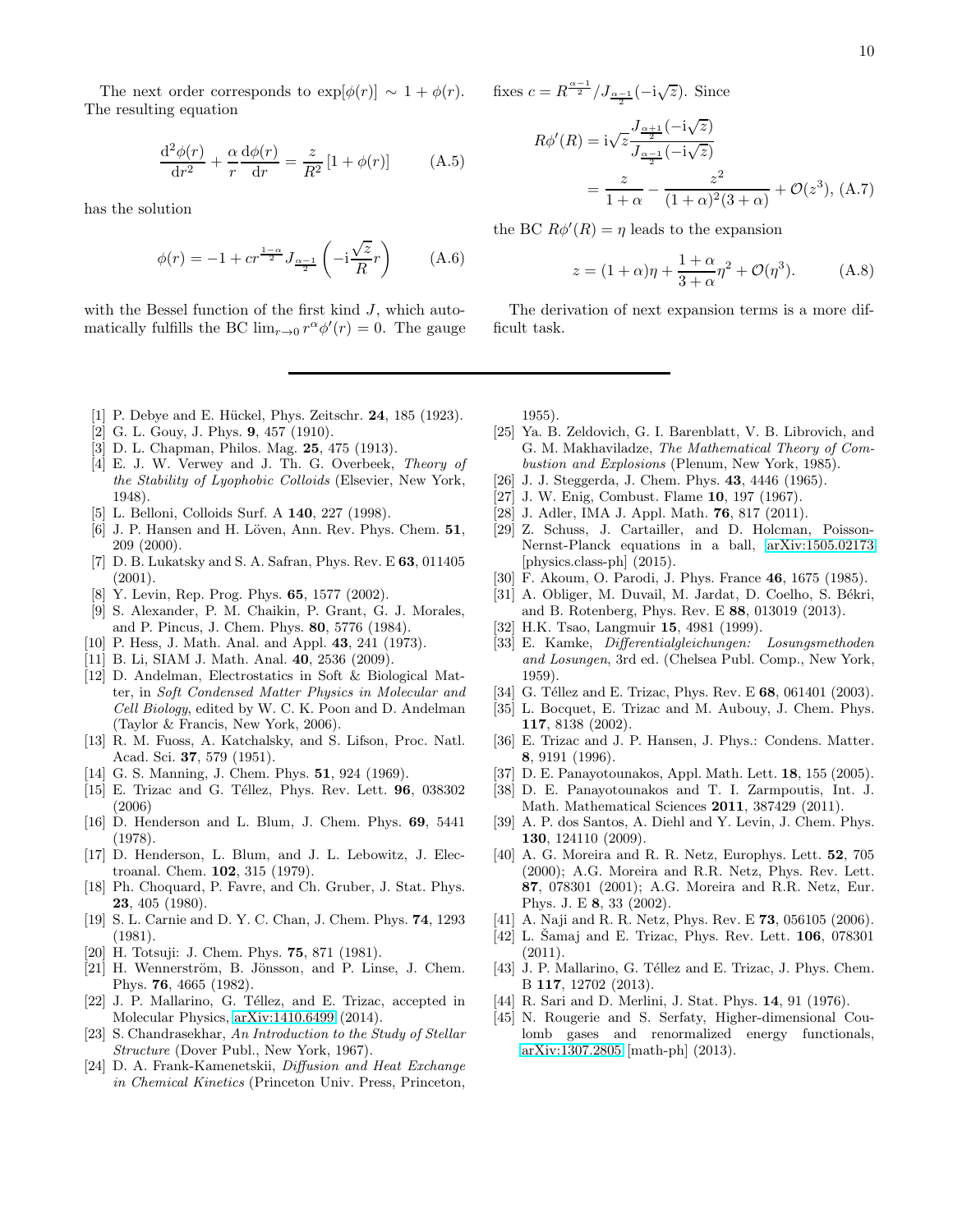The next order corresponds to $\exp[\phi(r)] \sim 1 + \phi(r)$. The resulting equation

$$\frac{\mathrm{d}^2\phi(r)}{\mathrm{d}r^2} + \frac{\alpha}{r}\frac{\mathrm{d}\phi(r)}{\mathrm{d}r} = \frac{z}{R^2}\left[1+\phi(r)\right] \tag{A.5}$$

has the solution

$$\phi(r) = -1 + c r^{\frac{1-\alpha}{2}} J_{\frac{\alpha-1}{2}}\left(-\mathrm{i}\frac{\sqrt{z}}{R}r\right) \tag{A.6}$$

with the Bessel function of the first kind $J$, which automatically fulfills the BC $\lim_{r\to 0} r^{\alpha}\phi'(r) = 0$. The gauge fixes $c = R^{\frac{\alpha-1}{2}}/J_{\frac{\alpha-1}{2}}(-\mathrm{i}\sqrt{z})$. Since

$$\begin{aligned} R\phi'(R) &= \mathrm{i}\sqrt{z}\frac{J_{\frac{\alpha+1}{2}}(-\mathrm{i}\sqrt{z})}{J_{\frac{\alpha-1}{2}}(-\mathrm{i}\sqrt{z})} \\ &= \frac{z}{1+\alpha} - \frac{z^2}{(1+\alpha)^2(3+\alpha)} + \mathcal{O}(z^3), \end{aligned} \tag{A.7}$$

the BC $R\phi'(R) = \eta$ leads to the expansion

$$z = (1+\alpha)\eta + \frac{1+\alpha}{3+\alpha}\eta^2 + \mathcal{O}(\eta^3). \tag{A.8}$$

The derivation of next expansion terms is a more difficult task.

---

[1] P. Debye and E. Hückel, Phys. Zeitschr. **24**, 185 (1923).
[2] G. L. Gouy, J. Phys. **9**, 457 (1910).
[3] D. L. Chapman, Philos. Mag. **25**, 475 (1913).
[4] E. J. W. Verwey and J. Th. G. Overbeek, *Theory of the Stability of Lyophobic Colloids* (Elsevier, New York, 1948).
[5] L. Belloni, Colloids Surf. A **140**, 227 (1998).
[6] J. P. Hansen and H. Löven, Ann. Rev. Phys. Chem. **51**, 209 (2000).
[7] D. B. Lukatsky and S. A. Safran, Phys. Rev. E **63**, 011405 (2001).
[8] Y. Levin, Rep. Prog. Phys. **65**, 1577 (2002).
[9] S. Alexander, P. M. Chaikin, P. Grant, G. J. Morales, and P. Pincus, J. Chem. Phys. **80**, 5776 (1984).
[10] P. Hess, J. Math. Anal. and Appl. **43**, 241 (1973).
[11] B. Li, SIAM J. Math. Anal. **40**, 2536 (2009).
[12] D. Andelman, Electrostatics in Soft & Biological Matter, in *Soft Condensed Matter Physics in Molecular and Cell Biology*, edited by W. C. K. Poon and D. Andelman (Taylor & Francis, New York, 2006).
[13] R. M. Fuoss, A. Katchalsky, and S. Lifson, Proc. Natl. Acad. Sci. **37**, 579 (1951).
[14] G. S. Manning, J. Chem. Phys. **51**, 924 (1969).
[15] E. Trizac and G. Téllez, Phys. Rev. Lett. **96**, 038302 (2006)
[16] D. Henderson and L. Blum, J. Chem. Phys. **69**, 5441 (1978).
[17] D. Henderson, L. Blum, and J. L. Lebowitz, J. Electroanal. Chem. **102**, 315 (1979).
[18] Ph. Choquard, P. Favre, and Ch. Gruber, J. Stat. Phys. **23**, 405 (1980).
[19] S. L. Carnie and D. Y. C. Chan, J. Chem. Phys. **74**, 1293 (1981).
[20] H. Totsuji: J. Chem. Phys. **75**, 871 (1981).
[21] H. Wennerström, B. Jönsson, and P. Linse, J. Chem. Phys. **76**, 4665 (1982).
[22] J. P. Mallarino, G. Téllez, and E. Trizac, accepted in Molecular Physics, arXiv:1410.6499 (2014).
[23] S. Chandrasekhar, *An Introduction to the Study of Stellar Structure* (Dover Publ., New York, 1967).
[24] D. A. Frank-Kamenetskii, *Diffusion and Heat Exchange in Chemical Kinetics* (Princeton Univ. Press, Princeton, 1955).
[25] Ya. B. Zeldovich, G. I. Barenblatt, V. B. Librovich, and G. M. Makhaviladze, *The Mathematical Theory of Combustion and Explosions* (Plenum, New York, 1985).
[26] J. J. Steggerda, J. Chem. Phys. **43**, 4446 (1965).
[27] J. W. Enig, Combust. Flame **10**, 197 (1967).
[28] J. Adler, IMA J. Appl. Math. **76**, 817 (2011).
[29] Z. Schuss, J. Cartailler, and D. Holcman, Poisson-Nernst-Planck equations in a ball, arXiv:1505.02173 [physics.class-ph] (2015).
[30] F. Akoum, O. Parodi, J. Phys. France **46**, 1675 (1985).
[31] A. Obliger, M. Duvail, M. Jardat, D. Coelho, S. Békri, and B. Rotenberg, Phys. Rev. E **88**, 013019 (2013).
[32] H.K. Tsao, Langmuir **15**, 4981 (1999).
[33] E. Kamke, *Differentialgleichungen: Losungsmethoden and Losungen*, 3rd ed. (Chelsea Publ. Comp., New York, 1959).
[34] G. Téllez and E. Trizac, Phys. Rev. E **68**, 061401 (2003).
[35] L. Bocquet, E. Trizac and M. Aubouy, J. Chem. Phys. **117**, 8138 (2002).
[36] E. Trizac and J. P. Hansen, J. Phys.: Condens. Matter. **8**, 9191 (1996).
[37] D. E. Panayotounakos, Appl. Math. Lett. **18**, 155 (2005).
[38] D. E. Panayotounakos and T. I. Zarmpoutis, Int. J. Math. Mathematical Sciences **2011**, 387429 (2011).
[39] A. P. dos Santos, A. Diehl and Y. Levin, J. Chem. Phys. **130**, 124110 (2009).
[40] A. G. Moreira and R. R. Netz, Europhys. Lett. **52**, 705 (2000); A.G. Moreira and R.R. Netz, Phys. Rev. Lett. **87**, 078301 (2001); A.G. Moreira and R.R. Netz, Eur. Phys. J. E **8**, 33 (2002).
[41] A. Naji and R. R. Netz, Phys. Rev. E **73**, 056105 (2006).
[42] L. Šamaj and E. Trizac, Phys. Rev. Lett. **106**, 078301 (2011).
[43] J. P. Mallarino, G. Téllez and E. Trizac, J. Phys. Chem. B **117**, 12702 (2013).
[44] R. Sari and D. Merlini, J. Stat. Phys. **14**, 91 (1976).
[45] N. Rougerie and S. Serfaty, Higher-dimensional Coulomb gases and renormalized energy functionals, arXiv:1307.2805 [math-ph] (2013).